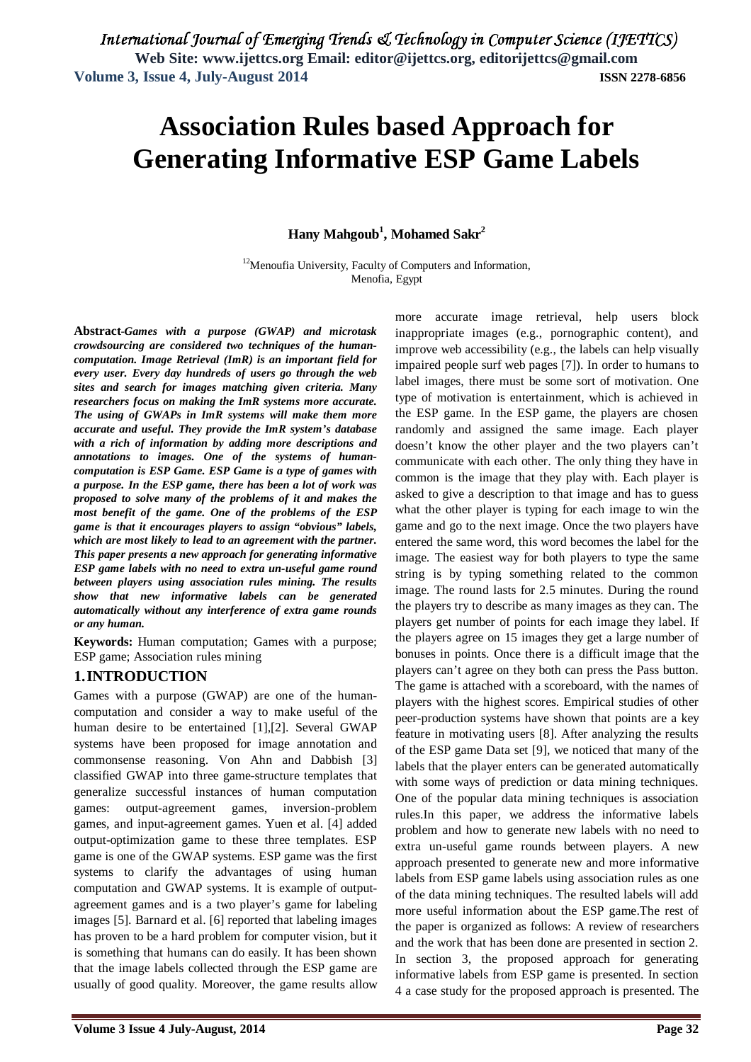# Association Rules based Approach for Generating Informative ESP Game Labels

**Hany Mahgoub[1], Mohamed Sakr[2]**

[12]Menoufia University, Faculty of Computers and Information, Menofia, Egypt

**Abstract-***Games with a purpose (GWAP) and microtask crowdsourcing are considered two techniques of the human-computation. Image Retrieval (ImR) is an important field for every user. Every day hundreds of users go through the web sites and search for images matching given criteria. Many researchers focus on making the ImR systems more accurate. The using of GWAPs in ImR systems will make them more accurate and useful. They provide the ImR system's database with a rich of information by adding more descriptions and annotations to images. One of the systems of human-computation is ESP Game. ESP Game is a type of games with a purpose. In the ESP game, there has been a lot of work was proposed to solve many of the problems of it and makes the most benefit of the game. One of the problems of the ESP game is that it encourages players to assign "obvious" labels, which are most likely to lead to an agreement with the partner. This paper presents a new approach for generating informative ESP game labels with no need to extra un-useful game round between players using association rules mining. The results show that new informative labels can be generated automatically without any interference of extra game rounds or any human.*

**Keywords:** Human computation; Games with a purpose; ESP game; Association rules mining

## 1. INTRODUCTION

Games with a purpose (GWAP) are one of the human-computation and consider a way to make useful of the human desire to be entertained [1],[2]. Several GWAP systems have been proposed for image annotation and commonsense reasoning. Von Ahn and Dabbish [3] classified GWAP into three game-structure templates that generalize successful instances of human computation games: output-agreement games, inversion-problem games, and input-agreement games. Yuen et al. [4] added output-optimization game to these three templates. ESP game is one of the GWAP systems. ESP game was the first systems to clarify the advantages of using human computation and GWAP systems. It is example of output-agreement games and is a two player's game for labeling images [5]. Barnard et al. [6] reported that labeling images has proven to be a hard problem for computer vision, but it is something that humans can do easily. It has been shown that the image labels collected through the ESP game are usually of good quality. Moreover, the game results allow more accurate image retrieval, help users block inappropriate images (e.g., pornographic content), and improve web accessibility (e.g., the labels can help visually impaired people surf web pages [7]). In order to humans to label images, there must be some sort of motivation. One type of motivation is entertainment, which is achieved in the ESP game. In the ESP game, the players are chosen randomly and assigned the same image. Each player doesn't know the other player and the two players can't communicate with each other. The only thing they have in common is the image that they play with. Each player is asked to give a description to that image and has to guess what the other player is typing for each image to win the game and go to the next image. Once the two players have entered the same word, this word becomes the label for the image. The easiest way for both players to type the same string is by typing something related to the common image. The round lasts for 2.5 minutes. During the round the players try to describe as many images as they can. The players get number of points for each image they label. If the players agree on 15 images they get a large number of bonuses in points. Once there is a difficult image that the players can't agree on they both can press the Pass button. The game is attached with a scoreboard, with the names of players with the highest scores. Empirical studies of other peer-production systems have shown that points are a key feature in motivating users [8]. After analyzing the results of the ESP game Data set [9], we noticed that many of the labels that the player enters can be generated automatically with some ways of prediction or data mining techniques. One of the popular data mining techniques is association rules.In this paper, we address the informative labels problem and how to generate new labels with no need to extra un-useful game rounds between players. A new approach presented to generate new and more informative labels from ESP game labels using association rules as one of the data mining techniques. The resulted labels will add more useful information about the ESP game.The rest of the paper is organized as follows: A review of researchers and the work that has been done are presented in section 2. In section 3, the proposed approach for generating informative labels from ESP game is presented. In section 4 a case study for the proposed approach is presented. The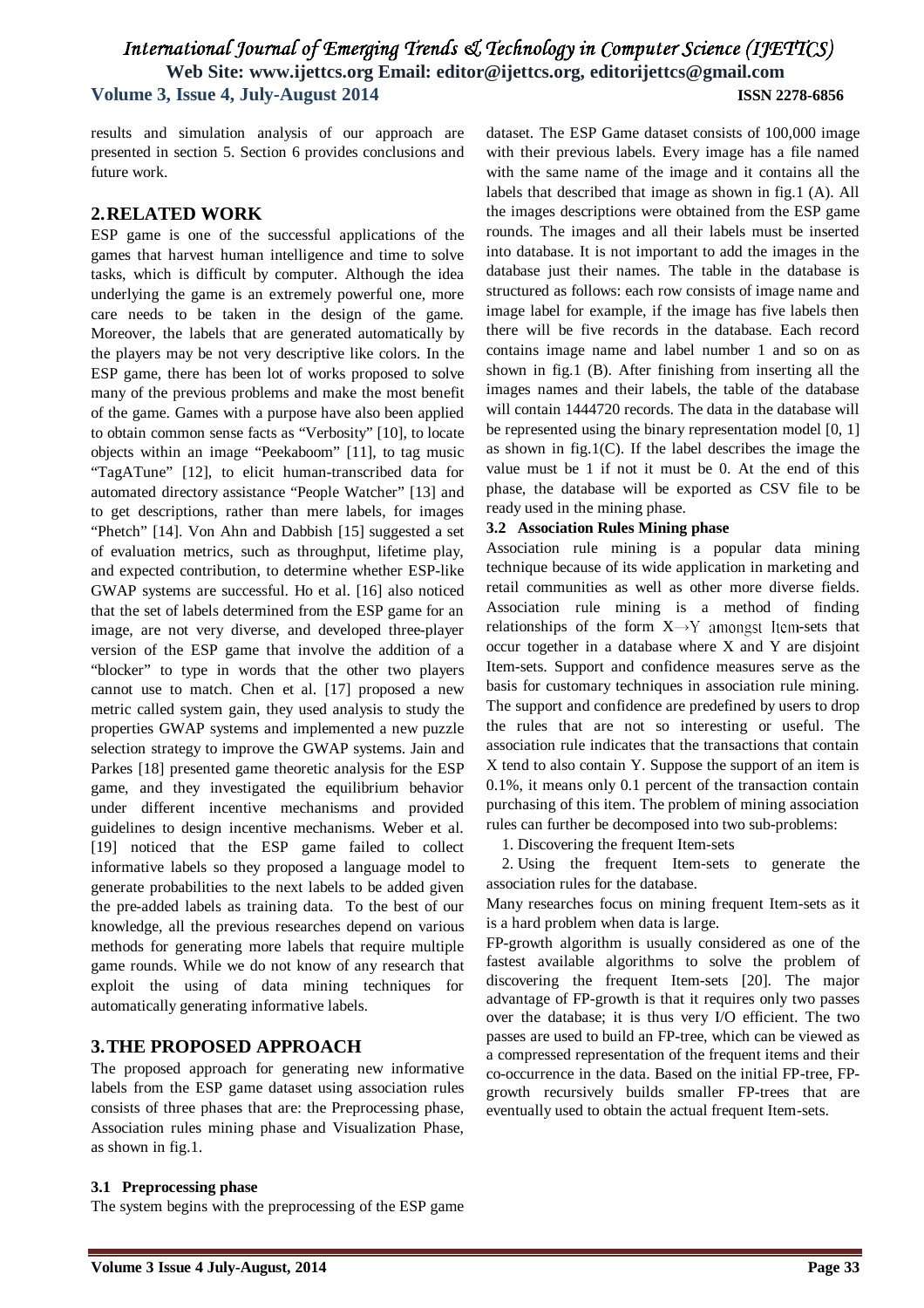results and simulation analysis of our approach are presented in section 5. Section 6 provides conclusions and future work.

## 2. RELATED WORK

ESP game is one of the successful applications of the games that harvest human intelligence and time to solve tasks, which is difficult by computer. Although the idea underlying the game is an extremely powerful one, more care needs to be taken in the design of the game. Moreover, the labels that are generated automatically by the players may be not very descriptive like colors. In the ESP game, there has been lot of works proposed to solve many of the previous problems and make the most benefit of the game. Games with a purpose have also been applied to obtain common sense facts as "Verbosity" [10], to locate objects within an image "Peekaboom" [11], to tag music "TagATune" [12], to elicit human-transcribed data for automated directory assistance "People Watcher" [13] and to get descriptions, rather than mere labels, for images "Phetch" [14]. Von Ahn and Dabbish [15] suggested a set of evaluation metrics, such as throughput, lifetime play, and expected contribution, to determine whether ESP-like GWAP systems are successful. Ho et al. [16] also noticed that the set of labels determined from the ESP game for an image, are not very diverse, and developed three-player version of the ESP game that involve the addition of a "blocker" to type in words that the other two players cannot use to match. Chen et al. [17] proposed a new metric called system gain, they used analysis to study the properties GWAP systems and implemented a new puzzle selection strategy to improve the GWAP systems. Jain and Parkes [18] presented game theoretic analysis for the ESP game, and they investigated the equilibrium behavior under different incentive mechanisms and provided guidelines to design incentive mechanisms. Weber et al. [19] noticed that the ESP game failed to collect informative labels so they proposed a language model to generate probabilities to the next labels to be added given the pre-added labels as training data. To the best of our knowledge, all the previous researches depend on various methods for generating more labels that require multiple game rounds. While we do not know of any research that exploit the using of data mining techniques for automatically generating informative labels.

## 3. THE PROPOSED APPROACH

The proposed approach for generating new informative labels from the ESP game dataset using association rules consists of three phases that are: the Preprocessing phase, Association rules mining phase and Visualization Phase, as shown in fig.1.

### 3.1 Preprocessing phase

The system begins with the preprocessing of the ESP game dataset. The ESP Game dataset consists of 100,000 image with their previous labels. Every image has a file named with the same name of the image and it contains all the labels that described that image as shown in fig.1 (A). All the images descriptions were obtained from the ESP game rounds. The images and all their labels must be inserted into database. It is not important to add the images in the database just their names. The table in the database is structured as follows: each row consists of image name and image label for example, if the image has five labels then there will be five records in the database. Each record contains image name and label number 1 and so on as shown in fig.1 (B). After finishing from inserting all the images names and their labels, the table of the database will contain 1444720 records. The data in the database will be represented using the binary representation model [0, 1] as shown in fig.1(C). If the label describes the image the value must be 1 if not it must be 0. At the end of this phase, the database will be exported as CSV file to be ready used in the mining phase.

### 3.2 Association Rules Mining phase

Association rule mining is a popular data mining technique because of its wide application in marketing and retail communities as well as other more diverse fields. Association rule mining is a method of finding relationships of the form $X \rightarrow Y$ amongst Item-sets that occur together in a database where X and Y are disjoint Item-sets. Support and confidence measures serve as the basis for customary techniques in association rule mining. The support and confidence are predefined by users to drop the rules that are not so interesting or useful. The association rule indicates that the transactions that contain X tend to also contain Y. Suppose the support of an item is 0.1%, it means only 0.1 percent of the transaction contain purchasing of this item. The problem of mining association rules can further be decomposed into two sub-problems:

1. Discovering the frequent Item-sets
2. Using the frequent Item-sets to generate the association rules for the database.

Many researches focus on mining frequent Item-sets as it is a hard problem when data is large.

FP-growth algorithm is usually considered as one of the fastest available algorithms to solve the problem of discovering the frequent Item-sets [20]. The major advantage of FP-growth is that it requires only two passes over the database; it is thus very I/O efficient. The two passes are used to build an FP-tree, which can be viewed as a compressed representation of the frequent items and their co-occurrence in the data. Based on the initial FP-tree, FP-growth recursively builds smaller FP-trees that are eventually used to obtain the actual frequent Item-sets.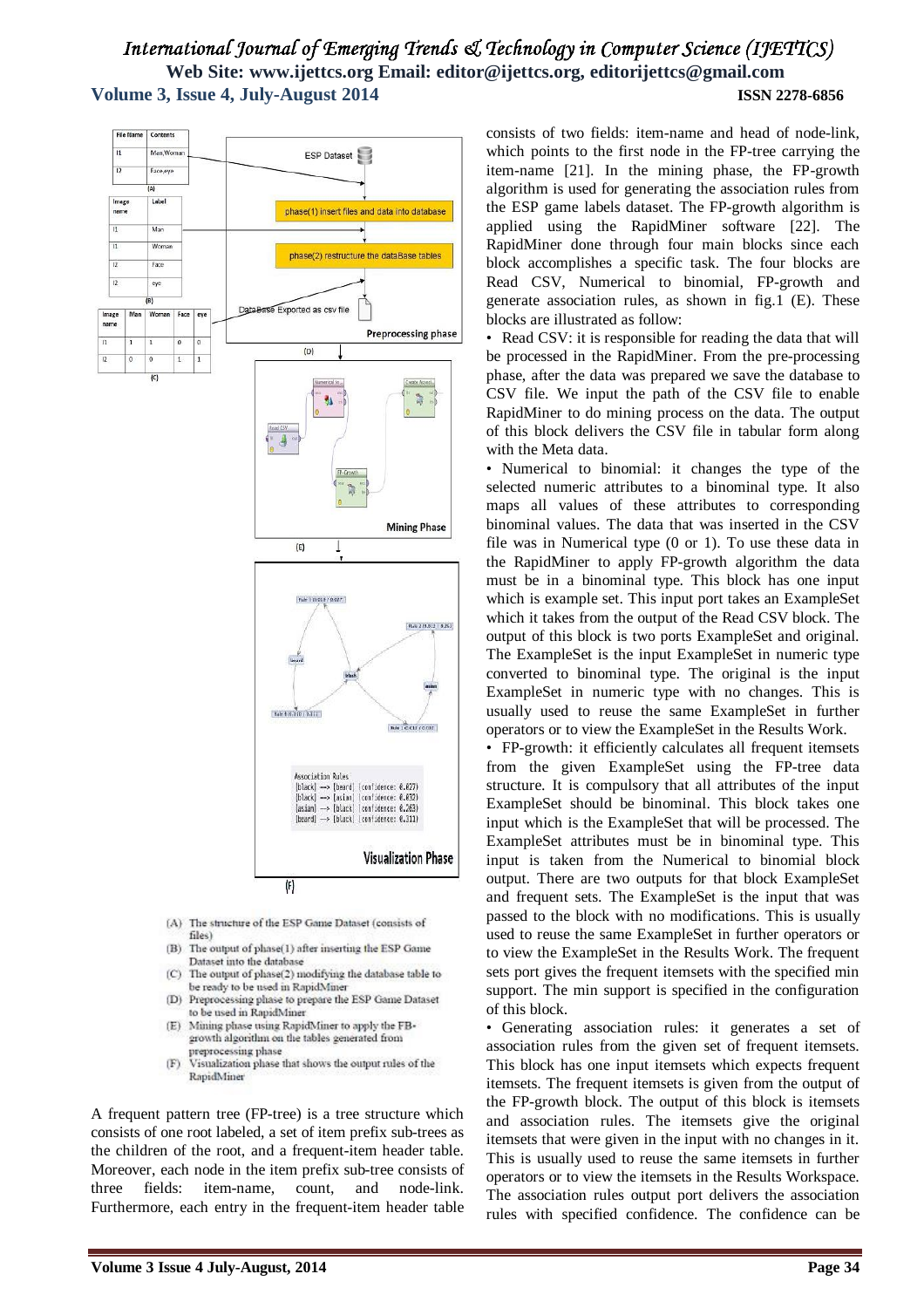(A) The structure of the ESP Game Dataset (consists of files)
(B) The output of phase(1) after inserting the ESP Game Dataset into the database
(C) The output of phase(2) modifying the database table to be ready to be used in RapidMiner
(D) Preprocessing phase to prepare the ESP Game Dataset to be used in RapidMiner
(E) Mining phase using RapidMiner to apply the FB-growth algorithm on the tables generated from preprocessing phase
(F) Visualization phase that shows the output rules of the RapidMiner

A frequent pattern tree (FP-tree) is a tree structure which consists of one root labeled, a set of item prefix sub-trees as the children of the root, and a frequent-item header table. Moreover, each node in the item prefix sub-tree consists of three fields: item-name, count, and node-link. Furthermore, each entry in the frequent-item header table consists of two fields: item-name and head of node-link, which points to the first node in the FP-tree carrying the item-name [21]. In the mining phase, the FP-growth algorithm is used for generating the association rules from the ESP game labels dataset. The FP-growth algorithm is applied using the RapidMiner software [22]. The RapidMiner done through four main blocks since each block accomplishes a specific task. The four blocks are Read CSV, Numerical to binomial, FP-growth and generate association rules, as shown in fig.1 (E). These blocks are illustrated as follow:

- Read CSV: it is responsible for reading the data that will be processed in the RapidMiner. From the pre-processing phase, after the data was prepared we save the database to CSV file. We input the path of the CSV file to enable RapidMiner to do mining process on the data. The output of this block delivers the CSV file in tabular form along with the Meta data.
- Numerical to binomial: it changes the type of the selected numeric attributes to a binominal type. It also maps all values of these attributes to corresponding binominal values. The data that was inserted in the CSV file was in Numerical type (0 or 1). To use these data in the RapidMiner to apply FP-growth algorithm the data must be in a binominal type. This block has one input which is example set. This input port takes an ExampleSet which it takes from the output of the Read CSV block. The output of this block is two ports ExampleSet and original. The ExampleSet is the input ExampleSet in numeric type converted to binominal type. The original is the input ExampleSet in numeric type with no changes. This is usually used to reuse the same ExampleSet in further operators or to view the ExampleSet in the Results Work.
- FP-growth: it efficiently calculates all frequent itemsets from the given ExampleSet using the FP-tree data structure. It is compulsory that all attributes of the input ExampleSet should be binominal. This block takes one input which is the ExampleSet that will be processed. The ExampleSet attributes must be in binominal type. This input is taken from the Numerical to binomial block output. There are two outputs for that block ExampleSet and frequent sets. The ExampleSet is the input that was passed to the block with no modifications. This is usually used to reuse the same ExampleSet in further operators or to view the ExampleSet in the Results Work. The frequent sets port gives the frequent itemsets with the specified min support. The min support is specified in the configuration of this block.
- Generating association rules: it generates a set of association rules from the given set of frequent itemsets. This block has one input itemsets which expects frequent itemsets. The frequent itemsets is given from the output of the FP-growth block. The output of this block is itemsets and association rules. The itemsets give the original itemsets that were given in the input with no changes in it. This is usually used to reuse the same itemsets in further operators or to view the itemsets in the Results Workspace. The association rules output port delivers the association rules with specified confidence. The confidence can be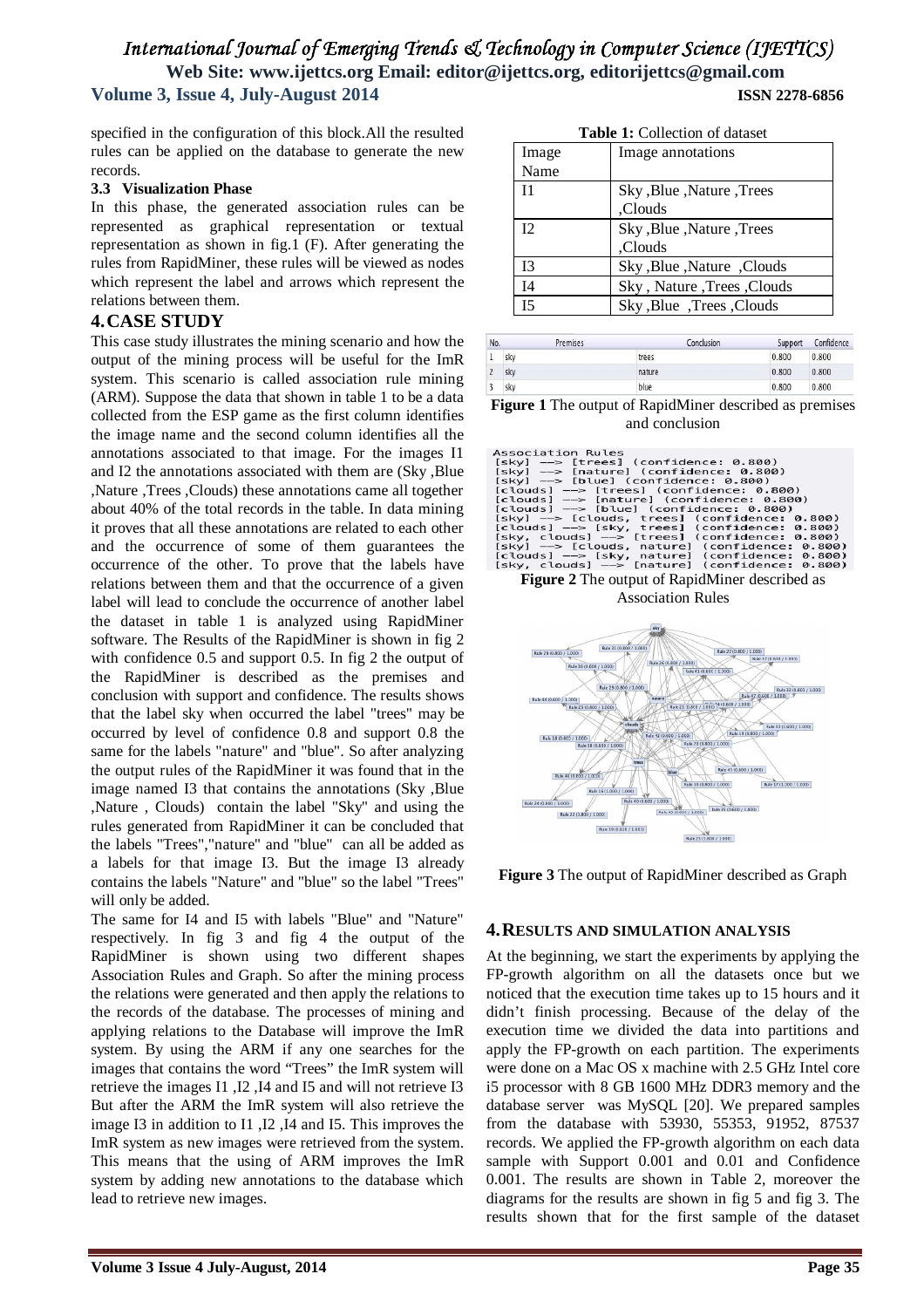specified in the configuration of this block.All the resulted rules can be applied on the database to generate the new records.

### 3.3 Visualization Phase

In this phase, the generated association rules can be represented as graphical representation or textual representation as shown in fig.1 (F). After generating the rules from RapidMiner, these rules will be viewed as nodes which represent the label and arrows which represent the relations between them.

## 4. CASE STUDY

This case study illustrates the mining scenario and how the output of the mining process will be useful for the ImR system. This scenario is called association rule mining (ARM). Suppose the data that shown in table 1 to be a data collected from the ESP game as the first column identifies the image name and the second column identifies all the annotations associated to that image. For the images I1 and I2 the annotations associated with them are (Sky ,Blue ,Nature ,Trees ,Clouds) these annotations came all together about 40% of the total records in the table. In data mining it proves that all these annotations are related to each other and the occurrence of some of them guarantees the occurrence of the other. To prove that the labels have relations between them and that the occurrence of a given label will lead to conclude the occurrence of another label the dataset in table 1 is analyzed using RapidMiner software. The Results of the RapidMiner is shown in fig 2 with confidence 0.5 and support 0.5. In fig 2 the output of the RapidMiner is described as the premises and conclusion with support and confidence. The results shows that the label sky when occurred the label "trees" may be occurred by level of confidence 0.8 and support 0.8 the same for the labels "nature" and "blue". So after analyzing the output rules of the RapidMiner it was found that in the image named I3 that contains the annotations (Sky ,Blue ,Nature , Clouds) contain the label "Sky" and using the rules generated from RapidMiner it can be concluded that the labels "Trees","nature" and "blue" can all be added as a labels for that image I3. But the image I3 already contains the labels "Nature" and "blue" so the label "Trees" will only be added.

The same for I4 and I5 with labels "Blue" and "Nature" respectively. In fig 3 and fig 4 the output of the RapidMiner is shown using two different shapes Association Rules and Graph. So after the mining process the relations were generated and then apply the relations to the records of the database. The processes of mining and applying relations to the Database will improve the ImR system. By using the ARM if any one searches for the images that contains the word "Trees" the ImR system will retrieve the images I1 ,I2 ,I4 and I5 and will not retrieve I3 But after the ARM the ImR system will also retrieve the image I3 in addition to I1 ,I2 ,I4 and I5. This improves the ImR system as new images were retrieved from the system. This means that the using of ARM improves the ImR system by adding new annotations to the database which lead to retrieve new images.

**Table 1:** Collection of dataset

| Image Name | Image annotations |
|---|---|
| I1 | Sky ,Blue ,Nature ,Trees ,Clouds |
| I2 | Sky ,Blue ,Nature ,Trees ,Clouds |
| I3 | Sky ,Blue ,Nature ,Clouds |
| I4 | Sky , Nature ,Trees ,Clouds |
| I5 | Sky ,Blue ,Trees ,Clouds |

| No. | Premises | Conclusion | Support | Confidence |
|---|---|---|---|---|
| 1 | sky | trees | 0.800 | 0.800 |
| 2 | sky | nature | 0.800 | 0.800 |
| 3 | sky | blue | 0.800 | 0.800 |

**Figure 1** The output of RapidMiner described as premises and conclusion

```
Association Rules
[sky] --> [trees] (confidence: 0.800)
[sky] --> [nature] (confidence: 0.800)
[sky] --> [blue] (confidence: 0.800)
[clouds] --> [trees] (confidence: 0.800)
[clouds] --> [nature] (confidence: 0.800)
[clouds] --> [blue] (confidence: 0.800)
[sky] --> [clouds, trees] (confidence: 0.800)
[clouds] --> [sky, trees] (confidence: 0.800)
[sky, clouds] --> [trees] (confidence: 0.800)
[sky] --> [clouds, nature] (confidence: 0.800)
[clouds] --> [sky, nature] (confidence: 0.800)
[sky, clouds] --> [nature] (confidence: 0.800)
```

**Figure 2** The output of RapidMiner described as Association Rules

**Figure 3** The output of RapidMiner described as Graph

## 4. RESULTS AND SIMULATION ANALYSIS

At the beginning, we start the experiments by applying the FP-growth algorithm on all the datasets once but we noticed that the execution time takes up to 15 hours and it didn't finish processing. Because of the delay of the execution time we divided the data into partitions and apply the FP-growth on each partition. The experiments were done on a Mac OS x machine with 2.5 GHz Intel core i5 processor with 8 GB 1600 MHz DDR3 memory and the database server was MySQL [20]. We prepared samples from the database with 53930, 55353, 91952, 87537 records. We applied the FP-growth algorithm on each data sample with Support 0.001 and 0.01 and Confidence 0.001. The results are shown in Table 2, moreover the diagrams for the results are shown in fig 5 and fig 3. The results shown that for the first sample of the dataset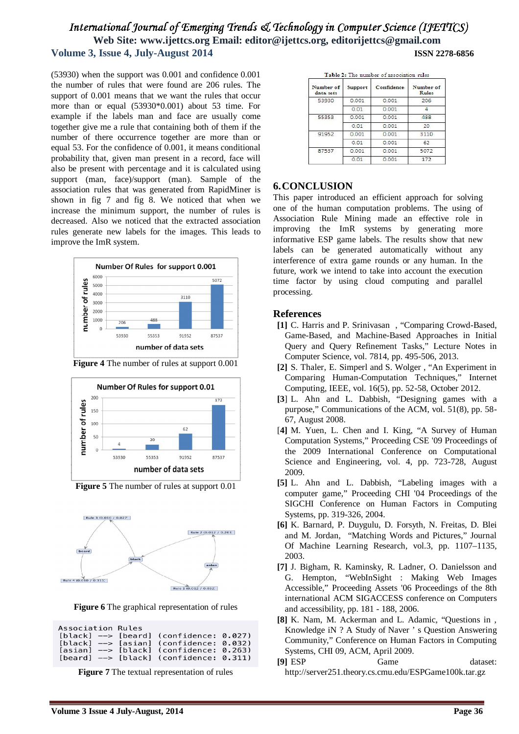(53930) when the support was 0.001 and confidence 0.001 the number of rules that were found are 206 rules. The support of 0.001 means that we want the rules that occur more than or equal (53930*0.001) about 53 time. For example if the labels man and face are usually come together give me a rule that containing both of them if the number of there occurrence together are more than or equal 53. For the confidence of 0.001, it means conditional probability that, given man present in a record, face will also be present with percentage and it is calculated using support (man, face)/support (man). Sample of the association rules that was generated from RapidMiner is shown in fig 7 and fig 8. We noticed that when we increase the minimum support, the number of rules is decreased. Also we noticed that the extracted association rules generate new labels for the images. This leads to improve the ImR system.

**Figure 4** The number of rules at support 0.001

**Figure 5** The number of rules at support 0.01

**Figure 6** The graphical representation of rules

```
Association Rules
[black] --> [beard] (confidence: 0.027)
[black] --> [asian] (confidence: 0.032)
[asian] --> [black] (confidence: 0.263)
[beard] --> [black] (confidence: 0.311)
```

**Figure 7** The textual representation of rules

**Table 2:** The number of association rules

| Number of data sets | Support | Confidence | Number of Rules |
|---|---|---|---|
| 53930 | 0.001 | 0.001 | 206 |
| | 0.01 | 0.001 | 4 |
| 55353 | 0.001 | 0.001 | 488 |
| | 0.01 | 0.001 | 20 |
| 91952 | 0.001 | 0.001 | 3110 |
| | 0.01 | 0.001 | 62 |
| 87537 | 0.001 | 0.001 | 5072 |
| | 0.01 | 0.001 | 172 |

## 6. CONCLUSION

This paper introduced an efficient approach for solving one of the human computation problems. The using of Association Rule Mining made an effective role in improving the ImR systems by generating more informative ESP game labels. The results show that new labels can be generated automatically without any interference of extra game rounds or any human. In the future, work we intend to take into account the execution time factor by using cloud computing and parallel processing.

## References

**[1]** C. Harris and P. Srinivasan , "Comparing Crowd-Based, Game-Based, and Machine-Based Approaches in Initial Query and Query Refinement Tasks," Lecture Notes in Computer Science, vol. 7814, pp. 495-506, 2013.

**[2]** S. Thaler, E. Simperl and S. Wolger , "An Experiment in Comparing Human-Computation Techniques," Internet Computing, IEEE, vol. 16(5), pp. 52-58, October 2012.

**[3]** L. Ahn and L. Dabbish, "Designing games with a purpose," Communications of the ACM, vol. 51(8), pp. 58-67, August 2008.

[**4**] M. Yuen, L. Chen and I. King, "A Survey of Human Computation Systems," Proceeding CSE '09 Proceedings of the 2009 International Conference on Computational Science and Engineering, vol. 4, pp. 723-728, August 2009.

**[5]** L. Ahn and L. Dabbish, "Labeling images with a computer game," Proceeding CHI '04 Proceedings of the SIGCHI Conference on Human Factors in Computing Systems, pp. 319-326, 2004.

**[6]** K. Barnard, P. Duygulu, D. Forsyth, N. Freitas, D. Blei and M. Jordan, "Matching Words and Pictures," Journal Of Machine Learning Research, vol.3, pp. 1107–1135, 2003.

**[7]** J. Bigham, R. Kaminsky, R. Ladner, O. Danielsson and G. Hempton, "WebInSight : Making Web Images Accessible," Proceeding Assets '06 Proceedings of the 8th international ACM SIGACCESS conference on Computers and accessibility, pp. 181 - 188, 2006.

**[8]** K. Nam, M. Ackerman and L. Adamic, "Questions in , Knowledge iN ? A Study of Naver ' s Question Answering Community," Conference on Human Factors in Computing Systems, CHI 09, ACM, April 2009.

**[9]** ESP Game dataset: http://server251.theory.cs.cmu.edu/ESPGame100k.tar.gz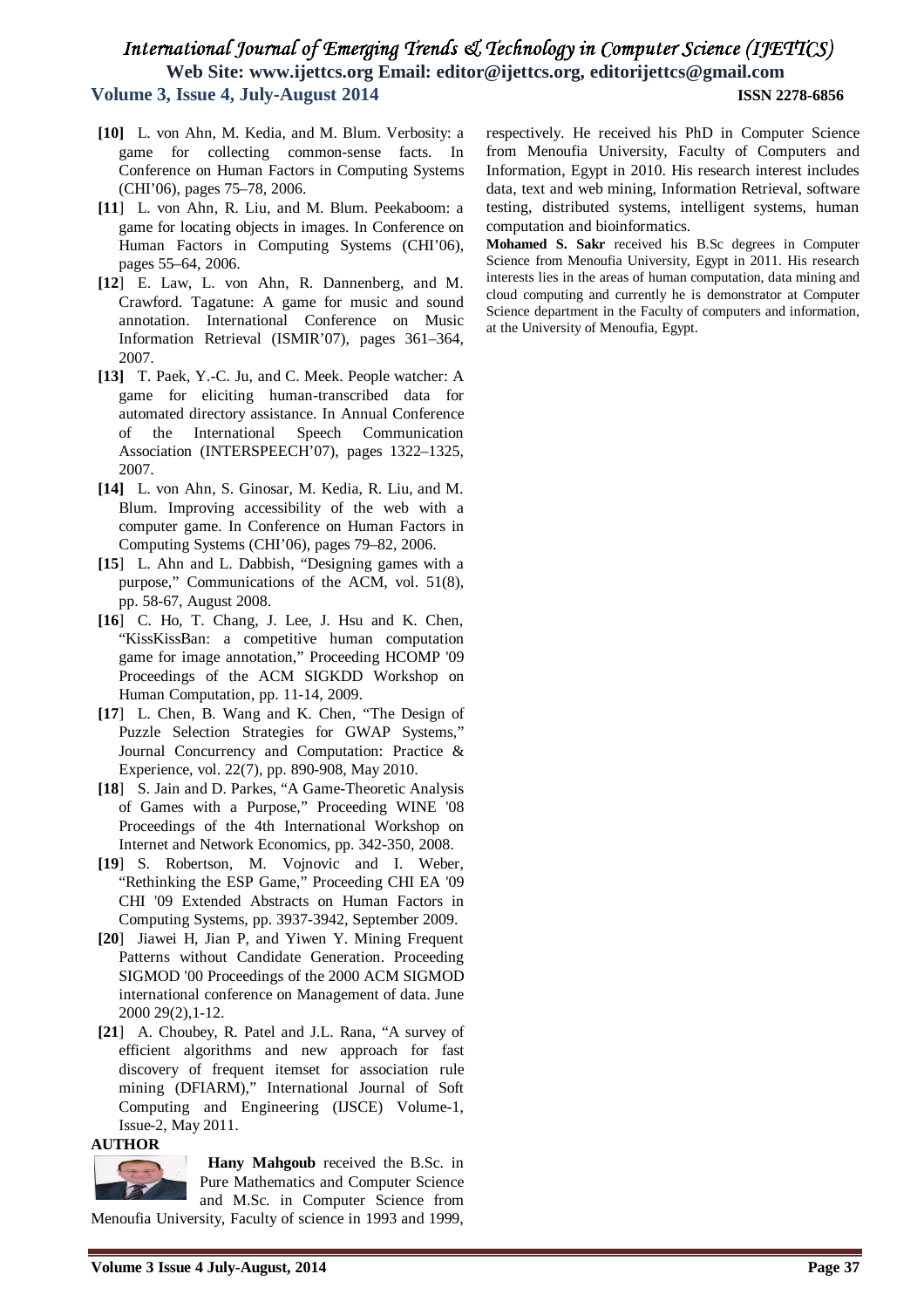**[10]** L. von Ahn, M. Kedia, and M. Blum. Verbosity: a game for collecting common-sense facts. In Conference on Human Factors in Computing Systems (CHI'06), pages 75–78, 2006.

**[11]** L. von Ahn, R. Liu, and M. Blum. Peekaboom: a game for locating objects in images. In Conference on Human Factors in Computing Systems (CHI'06), pages 55–64, 2006.

**[12]** E. Law, L. von Ahn, R. Dannenberg, and M. Crawford. Tagatune: A game for music and sound annotation. International Conference on Music Information Retrieval (ISMIR'07), pages 361–364, 2007.

**[13]** T. Paek, Y.-C. Ju, and C. Meek. People watcher: A game for eliciting human-transcribed data for automated directory assistance. In Annual Conference of the International Speech Communication Association (INTERSPEECH'07), pages 1322–1325, 2007.

**[14]** L. von Ahn, S. Ginosar, M. Kedia, R. Liu, and M. Blum. Improving accessibility of the web with a computer game. In Conference on Human Factors in Computing Systems (CHI'06), pages 79–82, 2006.

**[15]** L. Ahn and L. Dabbish, "Designing games with a purpose," Communications of the ACM, vol. 51(8), pp. 58-67, August 2008.

**[16]** C. Ho, T. Chang, J. Lee, J. Hsu and K. Chen, "KissKissBan: a competitive human computation game for image annotation," Proceeding HCOMP '09 Proceedings of the ACM SIGKDD Workshop on Human Computation, pp. 11-14, 2009.

**[17]** L. Chen, B. Wang and K. Chen, "The Design of Puzzle Selection Strategies for GWAP Systems," Journal Concurrency and Computation: Practice & Experience, vol. 22(7), pp. 890-908, May 2010.

**[18]** S. Jain and D. Parkes, "A Game-Theoretic Analysis of Games with a Purpose," Proceeding WINE '08 Proceedings of the 4th International Workshop on Internet and Network Economics, pp. 342-350, 2008.

**[19]** S. Robertson, M. Vojnovic and I. Weber, "Rethinking the ESP Game," Proceeding CHI EA '09 CHI '09 Extended Abstracts on Human Factors in Computing Systems, pp. 3937-3942, September 2009.

**[20]** Jiawei H, Jian P, and Yiwen Y. Mining Frequent Patterns without Candidate Generation. Proceeding SIGMOD '00 Proceedings of the 2000 ACM SIGMOD international conference on Management of data. June 2000 29(2),1-12.

**[21]** A. Choubey, R. Patel and J.L. Rana, "A survey of efficient algorithms and new approach for fast discovery of frequent itemset for association rule mining (DFIARM)," International Journal of Soft Computing and Engineering (IJSCE) Volume-1, Issue-2, May 2011.

**AUTHOR**

**Hany Mahgoub** received the B.Sc. in Pure Mathematics and Computer Science and M.Sc. in Computer Science from Menoufia University, Faculty of science in 1993 and 1999, respectively. He received his PhD in Computer Science from Menoufia University, Faculty of Computers and Information, Egypt in 2010. His research interest includes data, text and web mining, Information Retrieval, software testing, distributed systems, intelligent systems, human computation and bioinformatics.

**Mohamed S. Sakr** received his B.Sc degrees in Computer Science from Menoufia University, Egypt in 2011. His research interests lies in the areas of human computation, data mining and cloud computing and currently he is demonstrator at Computer Science department in the Faculty of computers and information, at the University of Menoufia, Egypt.